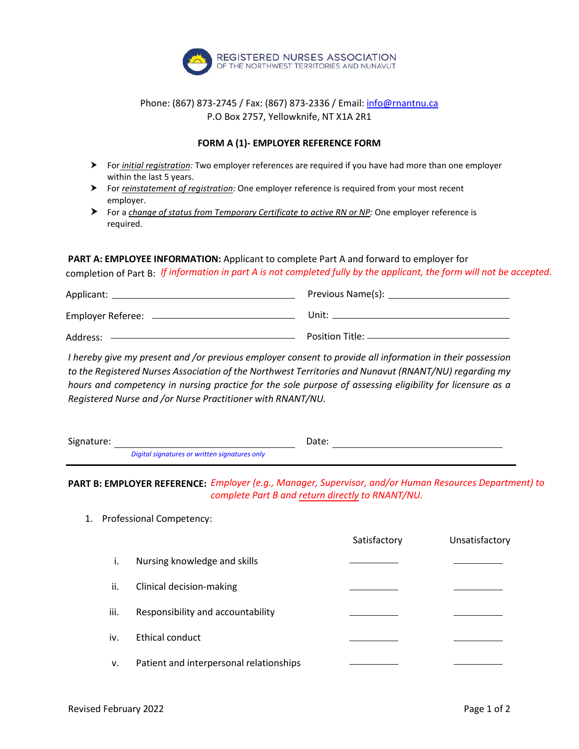REGISTERED NURSES ASSOCIATION
OF THE NORTHWEST TERRITORIES AND NUNAVUT

Phone: (867) 873-2745 / Fax: (867) 873-2336 / Email: info@rnantnu.ca
P.O Box 2757, Yellowknife, NT X1A 2R1

## FORM A (1)- EMPLOYER REFERENCE FORM

- For *initial registration:* Two employer references are required if you have had more than one employer within the last 5 years.
- For *reinstatement of registration:* One employer reference is required from your most recent employer.
- For a *change of status from Temporary Certificate to active RN or NP:* One employer reference is required.

**PART A: EMPLOYEE INFORMATION:** Applicant to complete Part A and forward to employer for completion of Part B: *If information in part A is not completed fully by the applicant, the form will not be accepted.*

Applicant: ____________________ Previous Name(s): ____________________

Employer Referee: ____________________ Unit: ____________________

Address: ____________________ Position Title: ____________________

*I hereby give my present and /or previous employer consent to provide all information in their possession to the Registered Nurses Association of the Northwest Territories and Nunavut (RNANT/NU) regarding my hours and competency in nursing practice for the sole purpose of assessing eligibility for licensure as a Registered Nurse and /or Nurse Practitioner with RNANT/NU.*

Signature: ____________________ Date: ____________________

*Digital signatures or written signatures only*

---

**PART B: EMPLOYER REFERENCE:** *Employer (e.g., Manager, Supervisor, and/or Human Resources Department) to complete Part B and return directly to RNANT/NU.*

1. Professional Competency:

| | | Satisfactory | Unsatisfactory |
|---|---|---|---|
| i. | Nursing knowledge and skills | ______ | ______ |
| ii. | Clinical decision-making | ______ | ______ |
| iii. | Responsibility and accountability | ______ | ______ |
| iv. | Ethical conduct | ______ | ______ |
| v. | Patient and interpersonal relationships | ______ | ______ |

Revised February 2022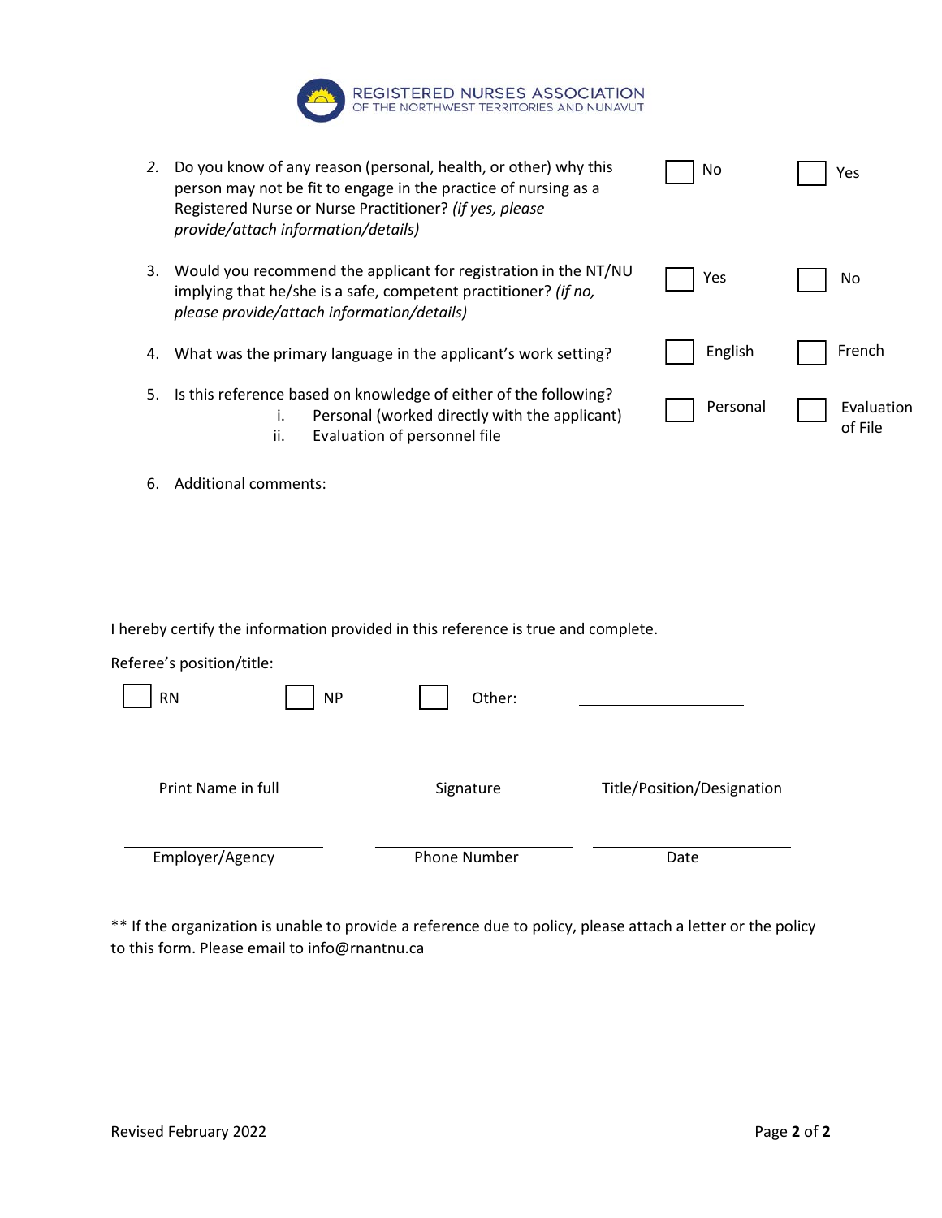REGISTERED NURSES ASSOCIATION
OF THE NORTHWEST TERRITORIES AND NUNAVUT

2. Do you know of any reason (personal, health, or other) why this person may not be fit to engage in the practice of nursing as a Registered Nurse or Nurse Practitioner? *(if yes, please provide/attach information/details)* ☐ No ☐ Yes

3. Would you recommend the applicant for registration in the NT/NU implying that he/she is a safe, competent practitioner? *(if no, please provide/attach information/details)* ☐ Yes ☐ No

4. What was the primary language in the applicant's work setting? ☐ English ☐ French

5. Is this reference based on knowledge of either of the following? ☐ Personal ☐ Evaluation of File
   i. Personal (worked directly with the applicant)
   ii. Evaluation of personnel file

6. Additional comments:

I hereby certify the information provided in this reference is true and complete.

Referee's position/title:

☐ RN ☐ NP ☐ Other: ____________________

| | | |
|---|---|---|
| Print Name in full | Signature | Title/Position/Designation |
| Employer/Agency | Phone Number | Date |

** If the organization is unable to provide a reference due to policy, please attach a letter or the policy to this form. Please email to info@rnantnu.ca

Revised February 2022